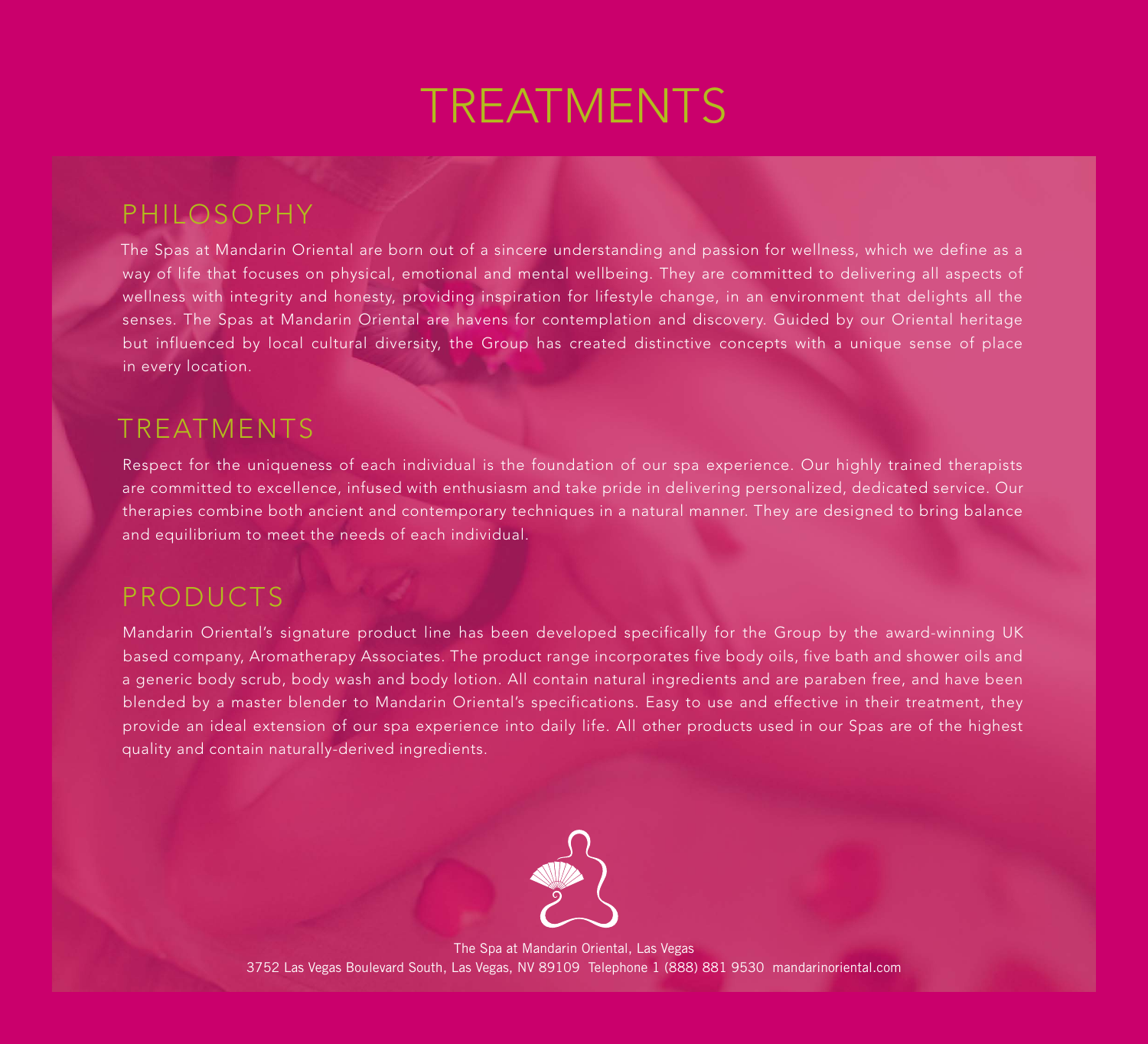# TREATMENTS

## PHILOSOPHY

The Spas at Mandarin Oriental are born out of a sincere understanding and passion for wellness, which we define as a way of life that focuses on physical, emotional and mental wellbeing. They are committed to delivering all aspects of wellness with integrity and honesty, providing inspiration for lifestyle change, in an environment that delights all the senses. The Spas at Mandarin Oriental are havens for contemplation and discovery. Guided by our Oriental heritage but influenced by local cultural diversity, the Group has created distinctive concepts with a unique sense of place in every location.

## TREATMENTS

Respect for the uniqueness of each individual is the foundation of our spa experience. Our highly trained therapists are committed to excellence, infused with enthusiasm and take pride in delivering personalized, dedicated service. Our therapies combine both ancient and contemporary techniques in a natural manner. They are designed to bring balance and equilibrium to meet the needs of each individual.

## PRODUCTS

Mandarin Oriental's signature product line has been developed specifically for the Group by the award-winning UK based company, Aromatherapy Associates. The product range incorporates five body oils, five bath and shower oils and a generic body scrub, body wash and body lotion. All contain natural ingredients and are paraben free, and have been blended by a master blender to Mandarin Oriental's specifications. Easy to use and effective in their treatment, they provide an ideal extension of our spa experience into daily life. All other products used in our Spas are of the highest quality and contain naturally-derived ingredients.

The Spa at Mandarin Oriental, Las Vegas
3752 Las Vegas Boulevard South, Las Vegas, NV 89109 Telephone 1 (888) 881 9530 mandarinoriental.com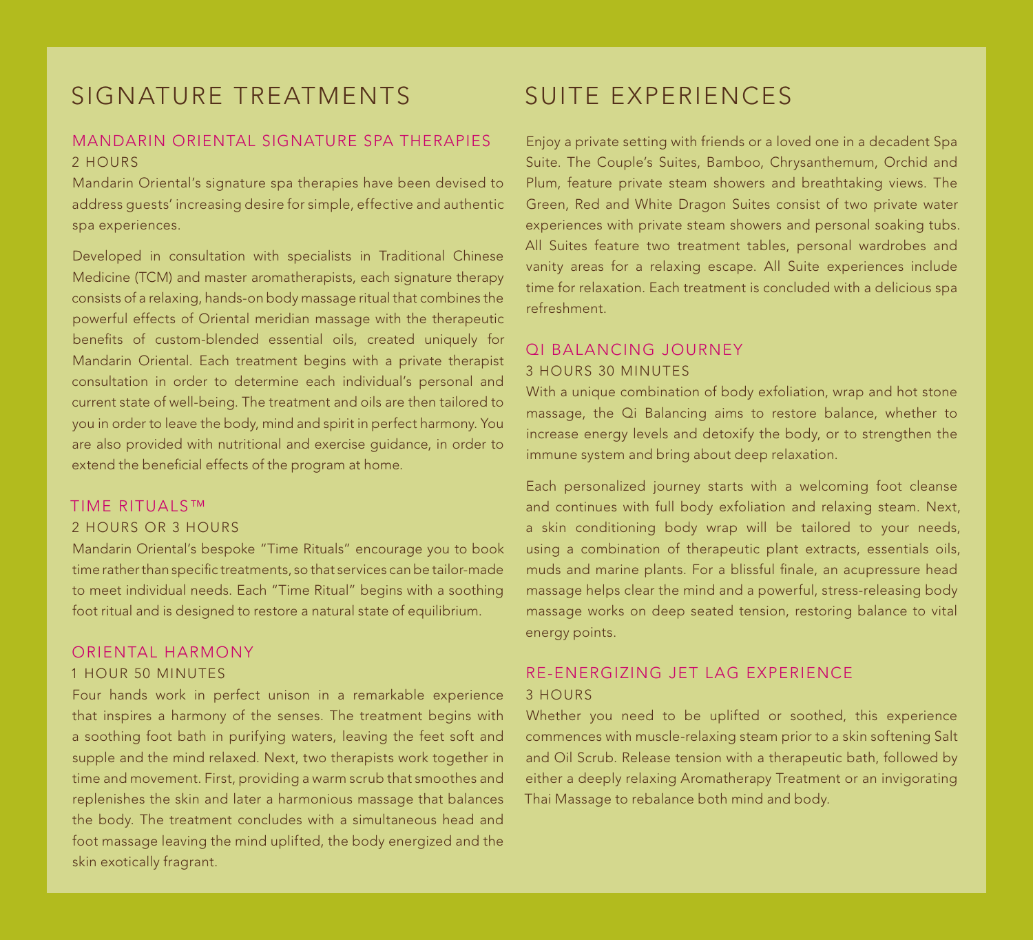# SIGNATURE TREATMENTS

## MANDARIN ORIENTAL SIGNATURE SPA THERAPIES

2 HOURS

Mandarin Oriental's signature spa therapies have been devised to address guests' increasing desire for simple, effective and authentic spa experiences.

Developed in consultation with specialists in Traditional Chinese Medicine (TCM) and master aromatherapists, each signature therapy consists of a relaxing, hands-on body massage ritual that combines the powerful effects of Oriental meridian massage with the therapeutic benefits of custom-blended essential oils, created uniquely for Mandarin Oriental. Each treatment begins with a private therapist consultation in order to determine each individual's personal and current state of well-being. The treatment and oils are then tailored to you in order to leave the body, mind and spirit in perfect harmony. You are also provided with nutritional and exercise guidance, in order to extend the beneficial effects of the program at home.

## TIME RITUALS™

2 HOURS OR 3 HOURS

Mandarin Oriental's bespoke "Time Rituals" encourage you to book time rather than specific treatments, so that services can be tailor-made to meet individual needs. Each "Time Ritual" begins with a soothing foot ritual and is designed to restore a natural state of equilibrium.

## ORIENTAL HARMONY

1 HOUR 50 MINUTES

Four hands work in perfect unison in a remarkable experience that inspires a harmony of the senses. The treatment begins with a soothing foot bath in purifying waters, leaving the feet soft and supple and the mind relaxed. Next, two therapists work together in time and movement. First, providing a warm scrub that smoothes and replenishes the skin and later a harmonious massage that balances the body. The treatment concludes with a simultaneous head and foot massage leaving the mind uplifted, the body energized and the skin exotically fragrant.

# SUITE EXPERIENCES

Enjoy a private setting with friends or a loved one in a decadent Spa Suite. The Couple's Suites, Bamboo, Chrysanthemum, Orchid and Plum, feature private steam showers and breathtaking views. The Green, Red and White Dragon Suites consist of two private water experiences with private steam showers and personal soaking tubs. All Suites feature two treatment tables, personal wardrobes and vanity areas for a relaxing escape. All Suite experiences include time for relaxation. Each treatment is concluded with a delicious spa refreshment.

## QI BALANCING JOURNEY

3 HOURS 30 MINUTES

With a unique combination of body exfoliation, wrap and hot stone massage, the Qi Balancing aims to restore balance, whether to increase energy levels and detoxify the body, or to strengthen the immune system and bring about deep relaxation.

Each personalized journey starts with a welcoming foot cleanse and continues with full body exfoliation and relaxing steam. Next, a skin conditioning body wrap will be tailored to your needs, using a combination of therapeutic plant extracts, essentials oils, muds and marine plants. For a blissful finale, an acupressure head massage helps clear the mind and a powerful, stress-releasing body massage works on deep seated tension, restoring balance to vital energy points.

## RE-ENERGIZING JET LAG EXPERIENCE

3 HOURS

Whether you need to be uplifted or soothed, this experience commences with muscle-relaxing steam prior to a skin softening Salt and Oil Scrub. Release tension with a therapeutic bath, followed by either a deeply relaxing Aromatherapy Treatment or an invigorating Thai Massage to rebalance both mind and body.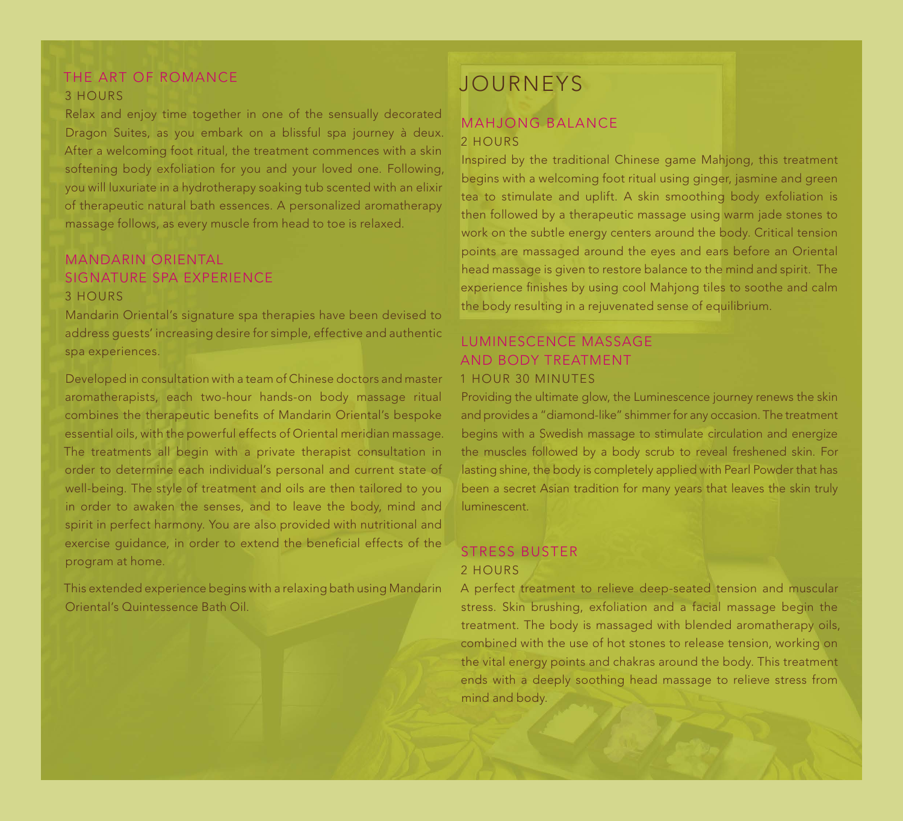## THE ART OF ROMANCE

3 HOURS

Relax and enjoy time together in one of the sensually decorated Dragon Suites, as you embark on a blissful spa journey à deux. After a welcoming foot ritual, the treatment commences with a skin softening body exfoliation for you and your loved one. Following, you will luxuriate in a hydrotherapy soaking tub scented with an elixir of therapeutic natural bath essences. A personalized aromatherapy massage follows, as every muscle from head to toe is relaxed.

## MANDARIN ORIENTAL SIGNATURE SPA EXPERIENCE

3 HOURS

Mandarin Oriental's signature spa therapies have been devised to address guests' increasing desire for simple, effective and authentic spa experiences.

Developed in consultation with a team of Chinese doctors and master aromatherapists, each two-hour hands-on body massage ritual combines the therapeutic benefits of Mandarin Oriental's bespoke essential oils, with the powerful effects of Oriental meridian massage. The treatments all begin with a private therapist consultation in order to determine each individual's personal and current state of well-being. The style of treatment and oils are then tailored to you in order to awaken the senses, and to leave the body, mind and spirit in perfect harmony. You are also provided with nutritional and exercise guidance, in order to extend the beneficial effects of the program at home.

This extended experience begins with a relaxing bath using Mandarin Oriental's Quintessence Bath Oil.

# JOURNEYS

## MAHJONG BALANCE

2 HOURS

Inspired by the traditional Chinese game Mahjong, this treatment begins with a welcoming foot ritual using ginger, jasmine and green tea to stimulate and uplift. A skin smoothing body exfoliation is then followed by a therapeutic massage using warm jade stones to work on the subtle energy centers around the body. Critical tension points are massaged around the eyes and ears before an Oriental head massage is given to restore balance to the mind and spirit. The experience finishes by using cool Mahjong tiles to soothe and calm the body resulting in a rejuvenated sense of equilibrium.

## LUMINESCENCE MASSAGE AND BODY TREATMENT

1 HOUR 30 MINUTES

Providing the ultimate glow, the Luminescence journey renews the skin and provides a "diamond-like" shimmer for any occasion. The treatment begins with a Swedish massage to stimulate circulation and energize the muscles followed by a body scrub to reveal freshened skin. For lasting shine, the body is completely applied with Pearl Powder that has been a secret Asian tradition for many years that leaves the skin truly luminescent.

## STRESS BUSTER

2 HOURS

A perfect treatment to relieve deep-seated tension and muscular stress. Skin brushing, exfoliation and a facial massage begin the treatment. The body is massaged with blended aromatherapy oils, combined with the use of hot stones to release tension, working on the vital energy points and chakras around the body. This treatment ends with a deeply soothing head massage to relieve stress from mind and body.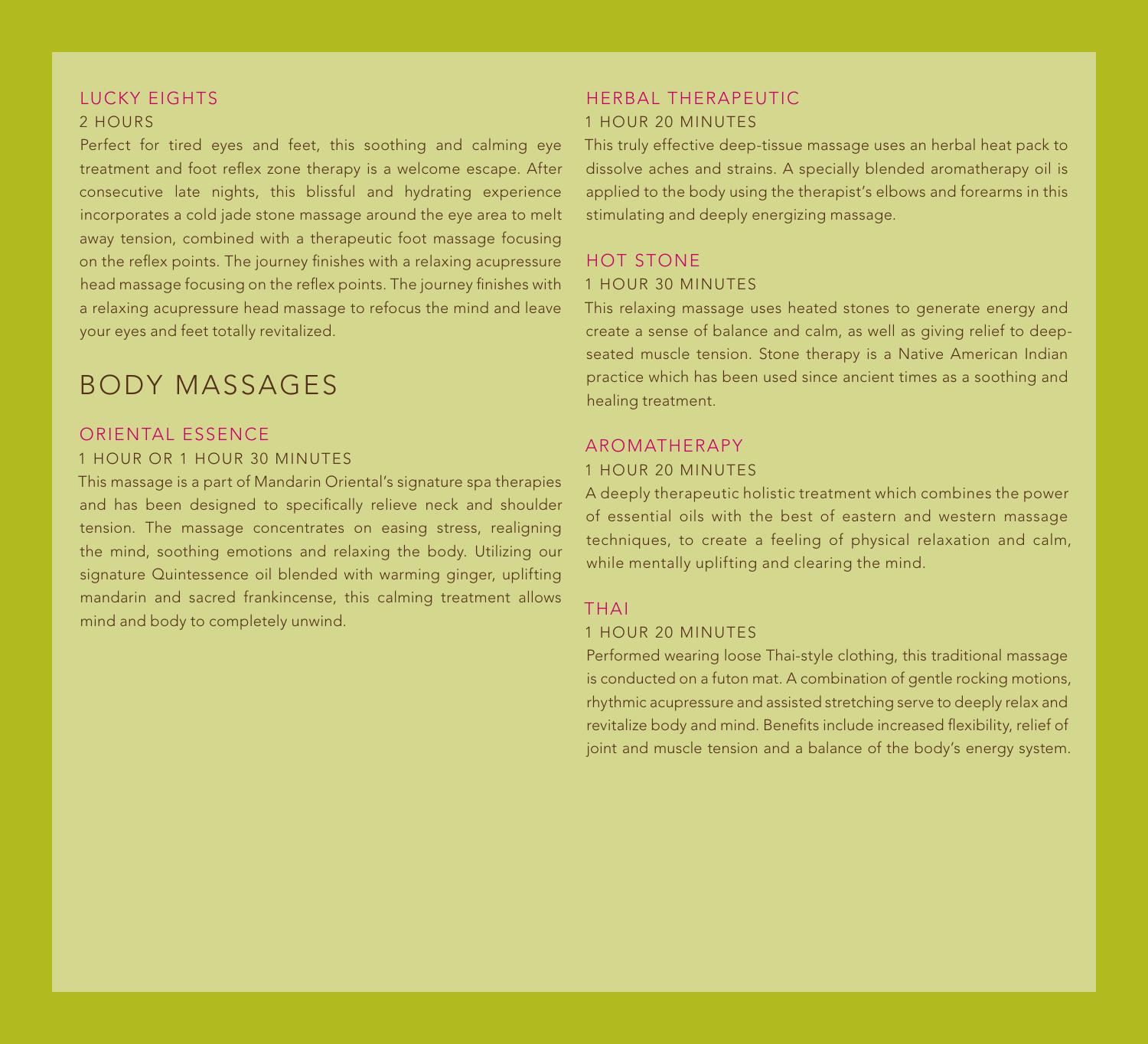### LUCKY EIGHTS

2 HOURS

Perfect for tired eyes and feet, this soothing and calming eye treatment and foot reflex zone therapy is a welcome escape. After consecutive late nights, this blissful and hydrating experience incorporates a cold jade stone massage around the eye area to melt away tension, combined with a therapeutic foot massage focusing on the reflex points. The journey finishes with a relaxing acupressure head massage focusing on the reflex points. The journey finishes with a relaxing acupressure head massage to refocus the mind and leave your eyes and feet totally revitalized.

## BODY MASSAGES

### ORIENTAL ESSENCE

1 HOUR OR 1 HOUR 30 MINUTES

This massage is a part of Mandarin Oriental's signature spa therapies and has been designed to specifically relieve neck and shoulder tension. The massage concentrates on easing stress, realigning the mind, soothing emotions and relaxing the body. Utilizing our signature Quintessence oil blended with warming ginger, uplifting mandarin and sacred frankincense, this calming treatment allows mind and body to completely unwind.

### HERBAL THERAPEUTIC

1 HOUR 20 MINUTES

This truly effective deep-tissue massage uses an herbal heat pack to dissolve aches and strains. A specially blended aromatherapy oil is applied to the body using the therapist's elbows and forearms in this stimulating and deeply energizing massage.

### HOT STONE

1 HOUR 30 MINUTES

This relaxing massage uses heated stones to generate energy and create a sense of balance and calm, as well as giving relief to deep-seated muscle tension. Stone therapy is a Native American Indian practice which has been used since ancient times as a soothing and healing treatment.

### AROMATHERAPY

1 HOUR 20 MINUTES

A deeply therapeutic holistic treatment which combines the power of essential oils with the best of eastern and western massage techniques, to create a feeling of physical relaxation and calm, while mentally uplifting and clearing the mind.

### THAI

1 HOUR 20 MINUTES

Performed wearing loose Thai-style clothing, this traditional massage is conducted on a futon mat. A combination of gentle rocking motions, rhythmic acupressure and assisted stretching serve to deeply relax and revitalize body and mind. Benefits include increased flexibility, relief of joint and muscle tension and a balance of the body's energy system.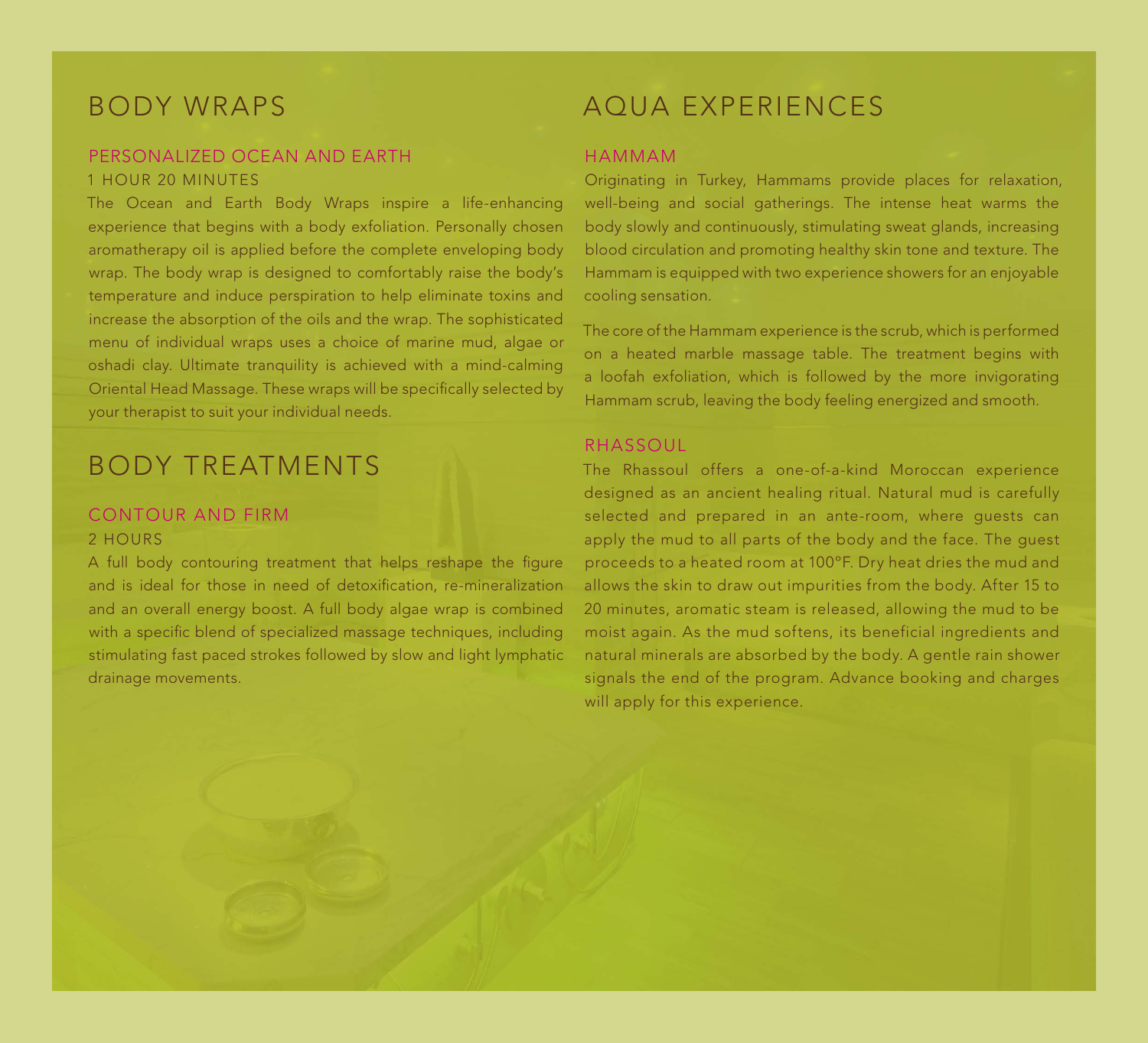# BODY WRAPS

## PERSONALIZED OCEAN AND EARTH

1 HOUR 20 MINUTES

The Ocean and Earth Body Wraps inspire a life-enhancing experience that begins with a body exfoliation. Personally chosen aromatherapy oil is applied before the complete enveloping body wrap. The body wrap is designed to comfortably raise the body's temperature and induce perspiration to help eliminate toxins and increase the absorption of the oils and the wrap. The sophisticated menu of individual wraps uses a choice of marine mud, algae or oshadi clay. Ultimate tranquility is achieved with a mind-calming Oriental Head Massage. These wraps will be specifically selected by your therapist to suit your individual needs.

# BODY TREATMENTS

## CONTOUR AND FIRM

2 HOURS

A full body contouring treatment that helps reshape the figure and is ideal for those in need of detoxification, re-mineralization and an overall energy boost. A full body algae wrap is combined with a specific blend of specialized massage techniques, including stimulating fast paced strokes followed by slow and light lymphatic drainage movements.

# AQUA EXPERIENCES

## HAMMAM

Originating in Turkey, Hammams provide places for relaxation, well-being and social gatherings. The intense heat warms the body slowly and continuously, stimulating sweat glands, increasing blood circulation and promoting healthy skin tone and texture. The Hammam is equipped with two experience showers for an enjoyable cooling sensation.

The core of the Hammam experience is the scrub, which is performed on a heated marble massage table. The treatment begins with a loofah exfoliation, which is followed by the more invigorating Hammam scrub, leaving the body feeling energized and smooth.

## RHASSOUL

The Rhassoul offers a one-of-a-kind Moroccan experience designed as an ancient healing ritual. Natural mud is carefully selected and prepared in an ante-room, where guests can apply the mud to all parts of the body and the face. The guest proceeds to a heated room at 100°F. Dry heat dries the mud and allows the skin to draw out impurities from the body. After 15 to 20 minutes, aromatic steam is released, allowing the mud to be moist again. As the mud softens, its beneficial ingredients and natural minerals are absorbed by the body. A gentle rain shower signals the end of the program. Advance booking and charges will apply for this experience.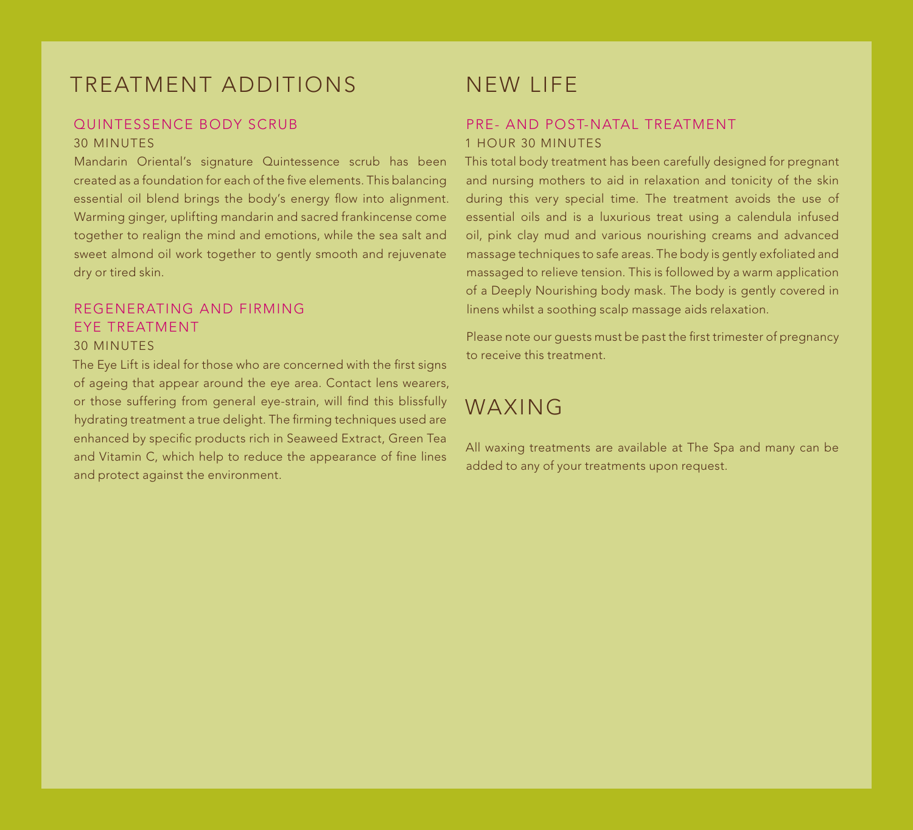# TREATMENT ADDITIONS

## QUINTESSENCE BODY SCRUB

30 MINUTES

Mandarin Oriental's signature Quintessence scrub has been created as a foundation for each of the five elements. This balancing essential oil blend brings the body's energy flow into alignment. Warming ginger, uplifting mandarin and sacred frankincense come together to realign the mind and emotions, while the sea salt and sweet almond oil work together to gently smooth and rejuvenate dry or tired skin.

## REGENERATING AND FIRMING EYE TREATMENT

30 MINUTES

The Eye Lift is ideal for those who are concerned with the first signs of ageing that appear around the eye area. Contact lens wearers, or those suffering from general eye-strain, will find this blissfully hydrating treatment a true delight. The firming techniques used are enhanced by specific products rich in Seaweed Extract, Green Tea and Vitamin C, which help to reduce the appearance of fine lines and protect against the environment.

# NEW LIFE

## PRE- AND POST-NATAL TREATMENT

1 HOUR 30 MINUTES

This total body treatment has been carefully designed for pregnant and nursing mothers to aid in relaxation and tonicity of the skin during this very special time. The treatment avoids the use of essential oils and is a luxurious treat using a calendula infused oil, pink clay mud and various nourishing creams and advanced massage techniques to safe areas. The body is gently exfoliated and massaged to relieve tension. This is followed by a warm application of a Deeply Nourishing body mask. The body is gently covered in linens whilst a soothing scalp massage aids relaxation.

Please note our guests must be past the first trimester of pregnancy to receive this treatment.

# WAXING

All waxing treatments are available at The Spa and many can be added to any of your treatments upon request.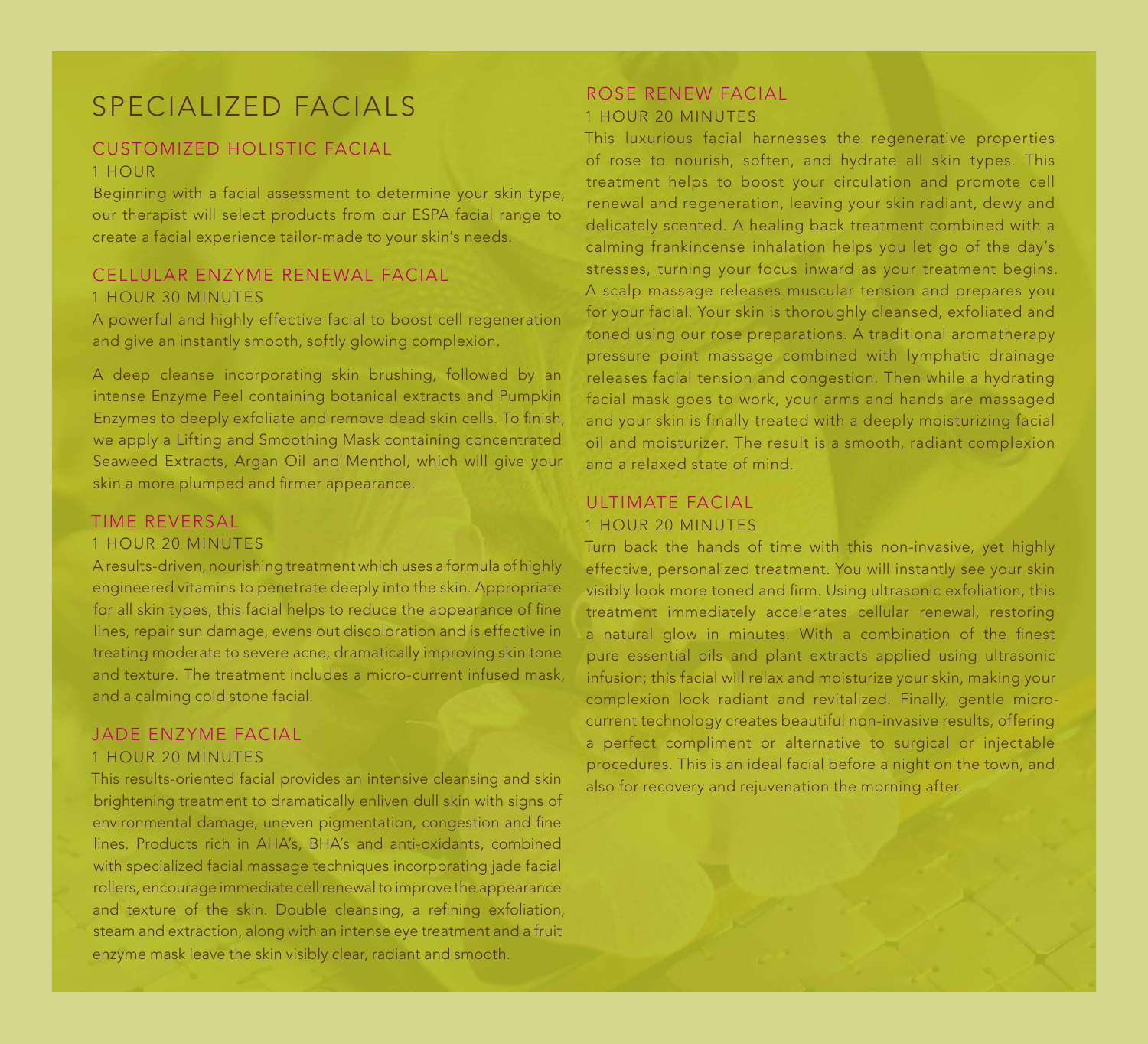# SPECIALIZED FACIALS

## CUSTOMIZED HOLISTIC FACIAL

1 HOUR

Beginning with a facial assessment to determine your skin type, our therapist will select products from our ESPA facial range to create a facial experience tailor-made to your skin's needs.

## CELLULAR ENZYME RENEWAL FACIAL

1 HOUR 30 MINUTES

A powerful and highly effective facial to boost cell regeneration and give an instantly smooth, softly glowing complexion.

A deep cleanse incorporating skin brushing, followed by an intense Enzyme Peel containing botanical extracts and Pumpkin Enzymes to deeply exfoliate and remove dead skin cells. To finish, we apply a Lifting and Smoothing Mask containing concentrated Seaweed Extracts, Argan Oil and Menthol, which will give your skin a more plumped and firmer appearance.

## TIME REVERSAL

1 HOUR 20 MINUTES

A results-driven, nourishing treatment which uses a formula of highly engineered vitamins to penetrate deeply into the skin. Appropriate for all skin types, this facial helps to reduce the appearance of fine lines, repair sun damage, evens out discoloration and is effective in treating moderate to severe acne, dramatically improving skin tone and texture. The treatment includes a micro-current infused mask, and a calming cold stone facial.

## JADE ENZYME FACIAL

1 HOUR 20 MINUTES

This results-oriented facial provides an intensive cleansing and skin brightening treatment to dramatically enliven dull skin with signs of environmental damage, uneven pigmentation, congestion and fine lines. Products rich in AHA's, BHA's and anti-oxidants, combined with specialized facial massage techniques incorporating jade facial rollers, encourage immediate cell renewal to improve the appearance and texture of the skin. Double cleansing, a refining exfoliation, steam and extraction, along with an intense eye treatment and a fruit enzyme mask leave the skin visibly clear, radiant and smooth.

## ROSE RENEW FACIAL

1 HOUR 20 MINUTES

This luxurious facial harnesses the regenerative properties of rose to nourish, soften, and hydrate all skin types. This treatment helps to boost your circulation and promote cell renewal and regeneration, leaving your skin radiant, dewy and delicately scented. A healing back treatment combined with a calming frankincense inhalation helps you let go of the day's stresses, turning your focus inward as your treatment begins. A scalp massage releases muscular tension and prepares you for your facial. Your skin is thoroughly cleansed, exfoliated and toned using our rose preparations. A traditional aromatherapy pressure point massage combined with lymphatic drainage releases facial tension and congestion. Then while a hydrating facial mask goes to work, your arms and hands are massaged and your skin is finally treated with a deeply moisturizing facial oil and moisturizer. The result is a smooth, radiant complexion and a relaxed state of mind.

## ULTIMATE FACIAL

1 HOUR 20 MINUTES

Turn back the hands of time with this non-invasive, yet highly effective, personalized treatment. You will instantly see your skin visibly look more toned and firm. Using ultrasonic exfoliation, this treatment immediately accelerates cellular renewal, restoring a natural glow in minutes. With a combination of the finest pure essential oils and plant extracts applied using ultrasonic infusion; this facial will relax and moisturize your skin, making your complexion look radiant and revitalized. Finally, gentle micro-current technology creates beautiful non-invasive results, offering a perfect compliment or alternative to surgical or injectable procedures. This is an ideal facial before a night on the town, and also for recovery and rejuvenation the morning after.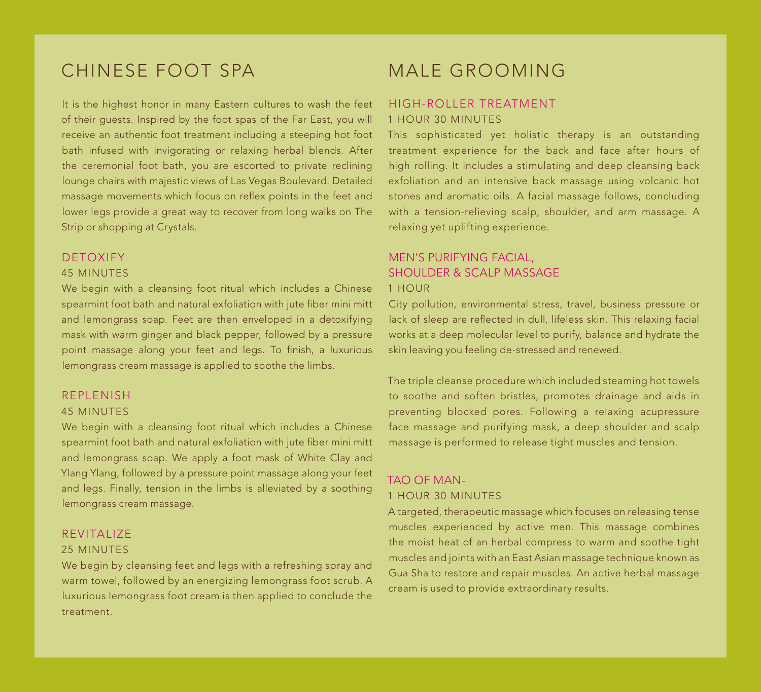# CHINESE FOOT SPA

It is the highest honor in many Eastern cultures to wash the feet of their guests. Inspired by the foot spas of the Far East, you will receive an authentic foot treatment including a steeping hot foot bath infused with invigorating or relaxing herbal blends. After the ceremonial foot bath, you are escorted to private reclining lounge chairs with majestic views of Las Vegas Boulevard. Detailed massage movements which focus on reflex points in the feet and lower legs provide a great way to recover from long walks on The Strip or shopping at Crystals.

## DETOXIFY

45 MINUTES

We begin with a cleansing foot ritual which includes a Chinese spearmint foot bath and natural exfoliation with jute fiber mini mitt and lemongrass soap. Feet are then enveloped in a detoxifying mask with warm ginger and black pepper, followed by a pressure point massage along your feet and legs. To finish, a luxurious lemongrass cream massage is applied to soothe the limbs.

## REPLENISH

45 MINUTES

We begin with a cleansing foot ritual which includes a Chinese spearmint foot bath and natural exfoliation with jute fiber mini mitt and lemongrass soap. We apply a foot mask of White Clay and Ylang Ylang, followed by a pressure point massage along your feet and legs. Finally, tension in the limbs is alleviated by a soothing lemongrass cream massage.

## REVITALIZE

25 MINUTES

We begin by cleansing feet and legs with a refreshing spray and warm towel, followed by an energizing lemongrass foot scrub. A luxurious lemongrass foot cream is then applied to conclude the treatment.

# MALE GROOMING

## HIGH-ROLLER TREATMENT

1 HOUR 30 MINUTES

This sophisticated yet holistic therapy is an outstanding treatment experience for the back and face after hours of high rolling. It includes a stimulating and deep cleansing back exfoliation and an intensive back massage using volcanic hot stones and aromatic oils. A facial massage follows, concluding with a tension-relieving scalp, shoulder, and arm massage. A relaxing yet uplifting experience.

## MEN'S PURIFYING FACIAL, SHOULDER & SCALP MASSAGE

1 HOUR

City pollution, environmental stress, travel, business pressure or lack of sleep are reflected in dull, lifeless skin. This relaxing facial works at a deep molecular level to purify, balance and hydrate the skin leaving you feeling de-stressed and renewed.

The triple cleanse procedure which included steaming hot towels to soothe and soften bristles, promotes drainage and aids in preventing blocked pores. Following a relaxing acupressure face massage and purifying mask, a deep shoulder and scalp massage is performed to release tight muscles and tension.

## TAO OF MAN-

1 HOUR 30 MINUTES

A targeted, therapeutic massage which focuses on releasing tense muscles experienced by active men. This massage combines the moist heat of an herbal compress to warm and soothe tight muscles and joints with an East Asian massage technique known as Gua Sha to restore and repair muscles. An active herbal massage cream is used to provide extraordinary results.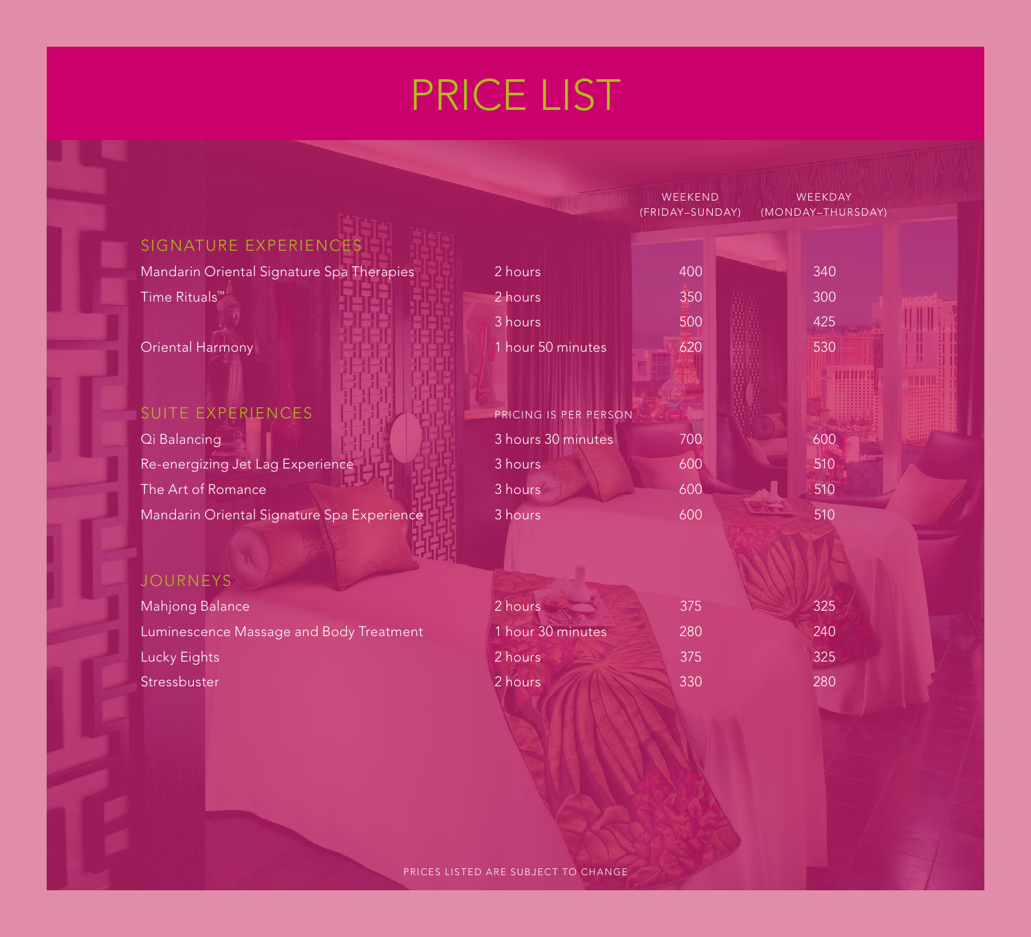# PRICE LIST

| | | WEEKEND (FRIDAY–SUNDAY) | WEEKDAY (MONDAY–THURSDAY) |
|---|---|---|---|
| **SIGNATURE EXPERIENCES** | | | |
| Mandarin Oriental Signature Spa Therapies | 2 hours | 400 | 340 |
| Time Rituals™ | 2 hours | 350 | 300 |
| | 3 hours | 500 | 425 |
| Oriental Harmony | 1 hour 50 minutes | 620 | 530 |
| **SUITE EXPERIENCES** | PRICING IS PER PERSON | | |
| Qi Balancing | 3 hours 30 minutes | 700 | 600 |
| Re-energizing Jet Lag Experience | 3 hours | 600 | 510 |
| The Art of Romance | 3 hours | 600 | 510 |
| Mandarin Oriental Signature Spa Experience | 3 hours | 600 | 510 |
| **JOURNEYS** | | | |
| Mahjong Balance | 2 hours | 375 | 325 |
| Luminescence Massage and Body Treatment | 1 hour 30 minutes | 280 | 240 |
| Lucky Eights | 2 hours | 375 | 325 |
| Stressbuster | 2 hours | 330 | 280 |

PRICES LISTED ARE SUBJECT TO CHANGE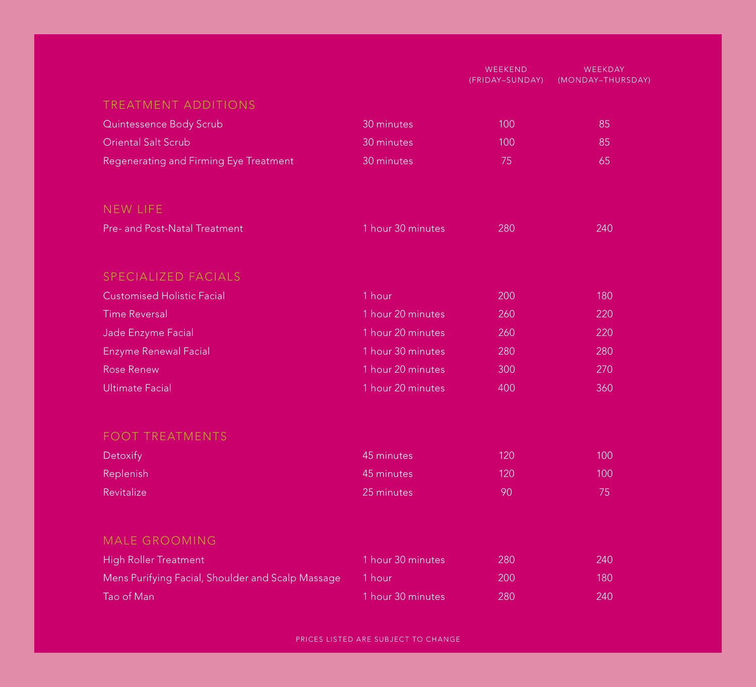| | | WEEKEND (FRIDAY–SUNDAY) | WEEKDAY (MONDAY–THURSDAY) |
|---|---|---|---|
| **TREATMENT ADDITIONS** | | | |
| Quintessence Body Scrub | 30 minutes | 100 | 85 |
| Oriental Salt Scrub | 30 minutes | 100 | 85 |
| Regenerating and Firming Eye Treatment | 30 minutes | 75 | 65 |
| **NEW LIFE** | | | |
| Pre- and Post-Natal Treatment | 1 hour 30 minutes | 280 | 240 |
| **SPECIALIZED FACIALS** | | | |
| Customised Holistic Facial | 1 hour | 200 | 180 |
| Time Reversal | 1 hour 20 minutes | 260 | 220 |
| Jade Enzyme Facial | 1 hour 20 minutes | 260 | 220 |
| Enzyme Renewal Facial | 1 hour 30 minutes | 280 | 280 |
| Rose Renew | 1 hour 20 minutes | 300 | 270 |
| Ultimate Facial | 1 hour 20 minutes | 400 | 360 |
| **FOOT TREATMENTS** | | | |
| Detoxify | 45 minutes | 120 | 100 |
| Replenish | 45 minutes | 120 | 100 |
| Revitalize | 25 minutes | 90 | 75 |
| **MALE GROOMING** | | | |
| High Roller Treatment | 1 hour 30 minutes | 280 | 240 |
| Mens Purifying Facial, Shoulder and Scalp Massage | 1 hour | 200 | 180 |
| Tao of Man | 1 hour 30 minutes | 280 | 240 |

PRICES LISTED ARE SUBJECT TO CHANGE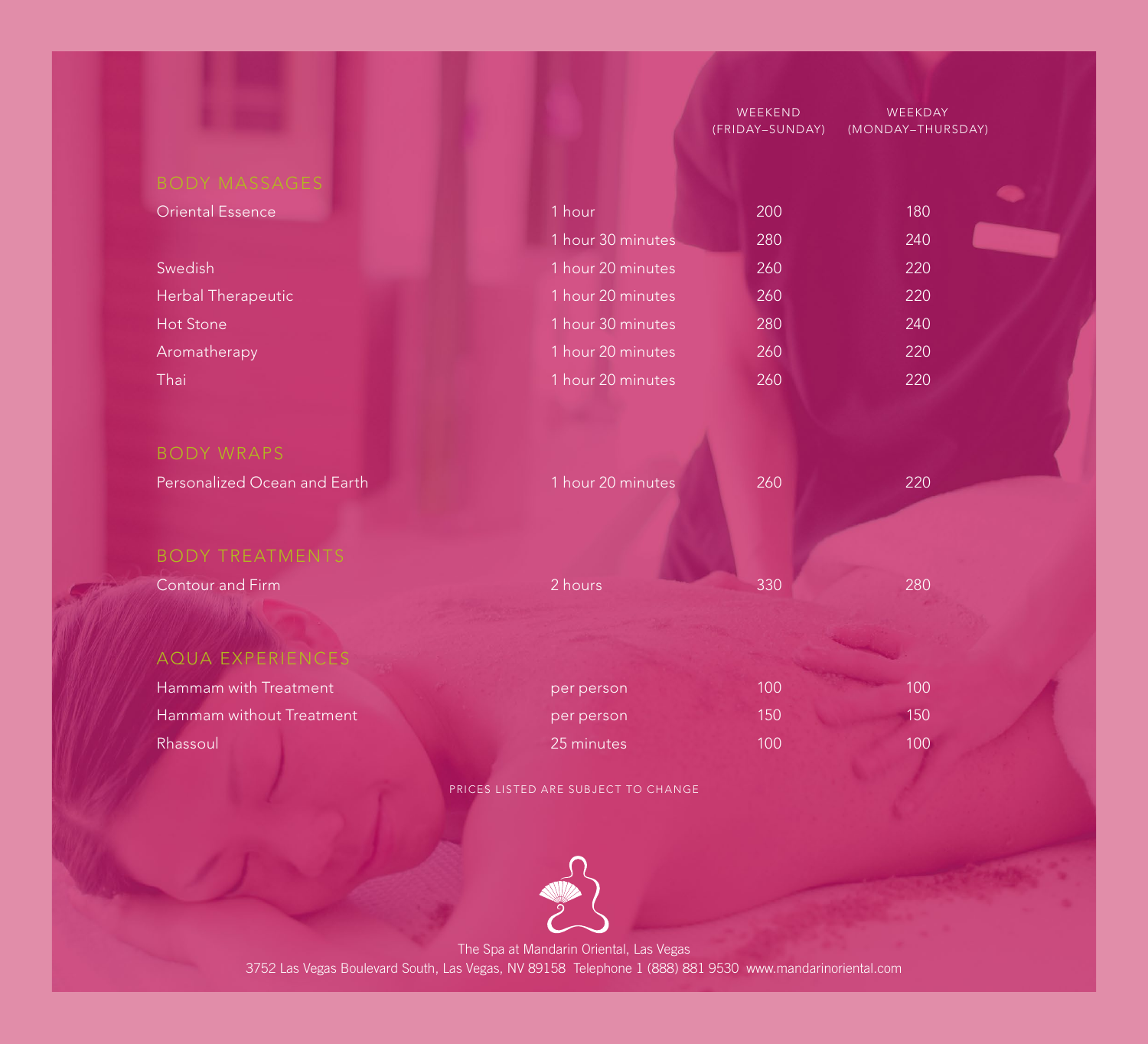| | | WEEKEND (FRIDAY–SUNDAY) | WEEKDAY (MONDAY–THURSDAY) |
|---|---|---|---|
| **BODY MASSAGES** | | | |
| Oriental Essence | 1 hour | 200 | 180 |
| | 1 hour 30 minutes | 280 | 240 |
| Swedish | 1 hour 20 minutes | 260 | 220 |
| Herbal Therapeutic | 1 hour 20 minutes | 260 | 220 |
| Hot Stone | 1 hour 30 minutes | 280 | 240 |
| Aromatherapy | 1 hour 20 minutes | 260 | 220 |
| Thai | 1 hour 20 minutes | 260 | 220 |
| **BODY WRAPS** | | | |
| Personalized Ocean and Earth | 1 hour 20 minutes | 260 | 220 |
| **BODY TREATMENTS** | | | |
| Contour and Firm | 2 hours | 330 | 280 |
| **AQUA EXPERIENCES** | | | |
| Hammam with Treatment | per person | 100 | 100 |
| Hammam without Treatment | per person | 150 | 150 |
| Rhassoul | 25 minutes | 100 | 100 |

PRICES LISTED ARE SUBJECT TO CHANGE

The Spa at Mandarin Oriental, Las Vegas

3752 Las Vegas Boulevard South, Las Vegas, NV 89158 Telephone 1 (888) 881 9530 www.mandarinoriental.com